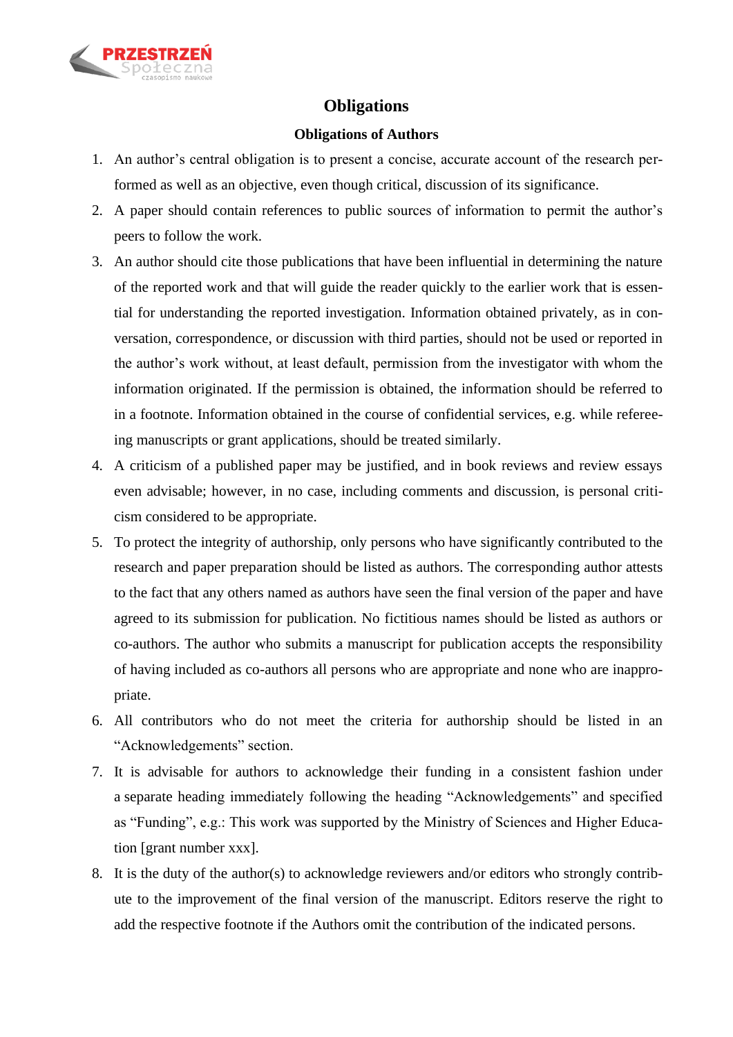# Obligations

## Obligations of Authors

1. An author's central obligation is to present a concise, accurate account of the research performed as well as an objective, even though critical, discussion of its significance.
2. A paper should contain references to public sources of information to permit the author's peers to follow the work.
3. An author should cite those publications that have been influential in determining the nature of the reported work and that will guide the reader quickly to the earlier work that is essential for understanding the reported investigation. Information obtained privately, as in conversation, correspondence, or discussion with third parties, should not be used or reported in the author's work without, at least default, permission from the investigator with whom the information originated. If the permission is obtained, the information should be referred to in a footnote. Information obtained in the course of confidential services, e.g. while refereeing manuscripts or grant applications, should be treated similarly.
4. A criticism of a published paper may be justified, and in book reviews and review essays even advisable; however, in no case, including comments and discussion, is personal criticism considered to be appropriate.
5. To protect the integrity of authorship, only persons who have significantly contributed to the research and paper preparation should be listed as authors. The corresponding author attests to the fact that any others named as authors have seen the final version of the paper and have agreed to its submission for publication. No fictitious names should be listed as authors or co-authors. The author who submits a manuscript for publication accepts the responsibility of having included as co-authors all persons who are appropriate and none who are inappropriate.
6. All contributors who do not meet the criteria for authorship should be listed in an "Acknowledgements" section.
7. It is advisable for authors to acknowledge their funding in a consistent fashion under a separate heading immediately following the heading "Acknowledgements" and specified as "Funding", e.g.: This work was supported by the Ministry of Sciences and Higher Education [grant number xxx].
8. It is the duty of the author(s) to acknowledge reviewers and/or editors who strongly contribute to the improvement of the final version of the manuscript. Editors reserve the right to add the respective footnote if the Authors omit the contribution of the indicated persons.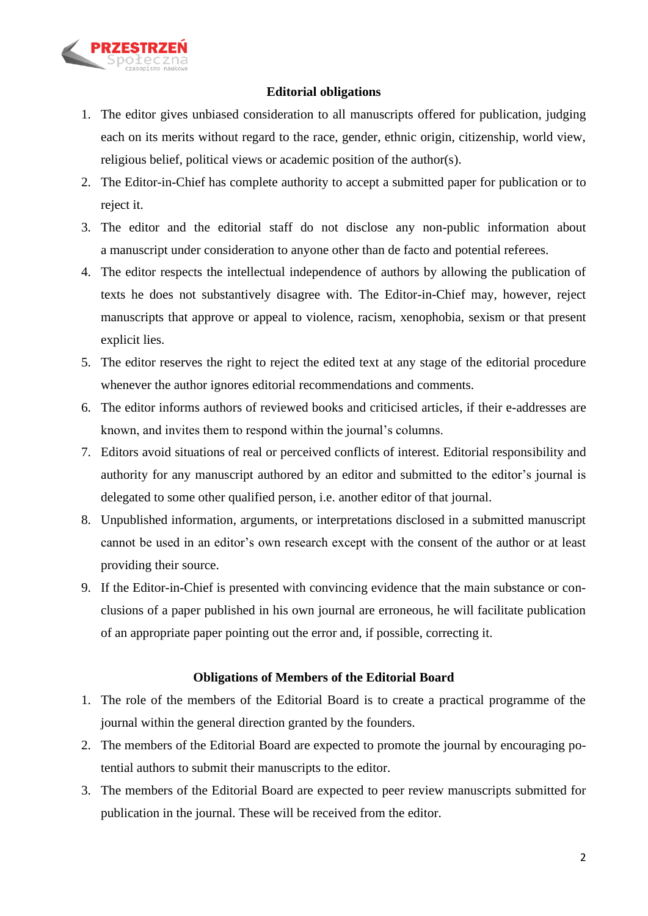### Editorial obligations

1. The editor gives unbiased consideration to all manuscripts offered for publication, judging each on its merits without regard to the race, gender, ethnic origin, citizenship, world view, religious belief, political views or academic position of the author(s).
2. The Editor-in-Chief has complete authority to accept a submitted paper for publication or to reject it.
3. The editor and the editorial staff do not disclose any non-public information about a manuscript under consideration to anyone other than de facto and potential referees.
4. The editor respects the intellectual independence of authors by allowing the publication of texts he does not substantively disagree with. The Editor-in-Chief may, however, reject manuscripts that approve or appeal to violence, racism, xenophobia, sexism or that present explicit lies.
5. The editor reserves the right to reject the edited text at any stage of the editorial procedure whenever the author ignores editorial recommendations and comments.
6. The editor informs authors of reviewed books and criticised articles, if their e-addresses are known, and invites them to respond within the journal's columns.
7. Editors avoid situations of real or perceived conflicts of interest. Editorial responsibility and authority for any manuscript authored by an editor and submitted to the editor's journal is delegated to some other qualified person, i.e. another editor of that journal.
8. Unpublished information, arguments, or interpretations disclosed in a submitted manuscript cannot be used in an editor's own research except with the consent of the author or at least providing their source.
9. If the Editor-in-Chief is presented with convincing evidence that the main substance or conclusions of a paper published in his own journal are erroneous, he will facilitate publication of an appropriate paper pointing out the error and, if possible, correcting it.

### Obligations of Members of the Editorial Board

1. The role of the members of the Editorial Board is to create a practical programme of the journal within the general direction granted by the founders.
2. The members of the Editorial Board are expected to promote the journal by encouraging potential authors to submit their manuscripts to the editor.
3. The members of the Editorial Board are expected to peer review manuscripts submitted for publication in the journal. These will be received from the editor.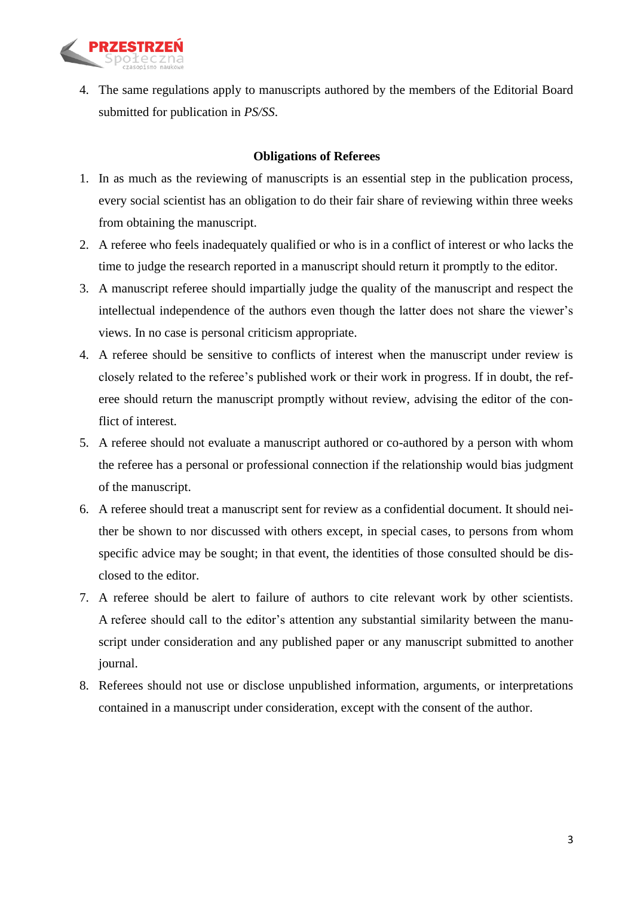4. The same regulations apply to manuscripts authored by the members of the Editorial Board submitted for publication in *PS/SS*.

**Obligations of Referees**

1. In as much as the reviewing of manuscripts is an essential step in the publication process, every social scientist has an obligation to do their fair share of reviewing within three weeks from obtaining the manuscript.
2. A referee who feels inadequately qualified or who is in a conflict of interest or who lacks the time to judge the research reported in a manuscript should return it promptly to the editor.
3. A manuscript referee should impartially judge the quality of the manuscript and respect the intellectual independence of the authors even though the latter does not share the viewer's views. In no case is personal criticism appropriate.
4. A referee should be sensitive to conflicts of interest when the manuscript under review is closely related to the referee's published work or their work in progress. If in doubt, the referee should return the manuscript promptly without review, advising the editor of the conflict of interest.
5. A referee should not evaluate a manuscript authored or co-authored by a person with whom the referee has a personal or professional connection if the relationship would bias judgment of the manuscript.
6. A referee should treat a manuscript sent for review as a confidential document. It should neither be shown to nor discussed with others except, in special cases, to persons from whom specific advice may be sought; in that event, the identities of those consulted should be disclosed to the editor.
7. A referee should be alert to failure of authors to cite relevant work by other scientists. A referee should call to the editor's attention any substantial similarity between the manuscript under consideration and any published paper or any manuscript submitted to another journal.
8. Referees should not use or disclose unpublished information, arguments, or interpretations contained in a manuscript under consideration, except with the consent of the author.